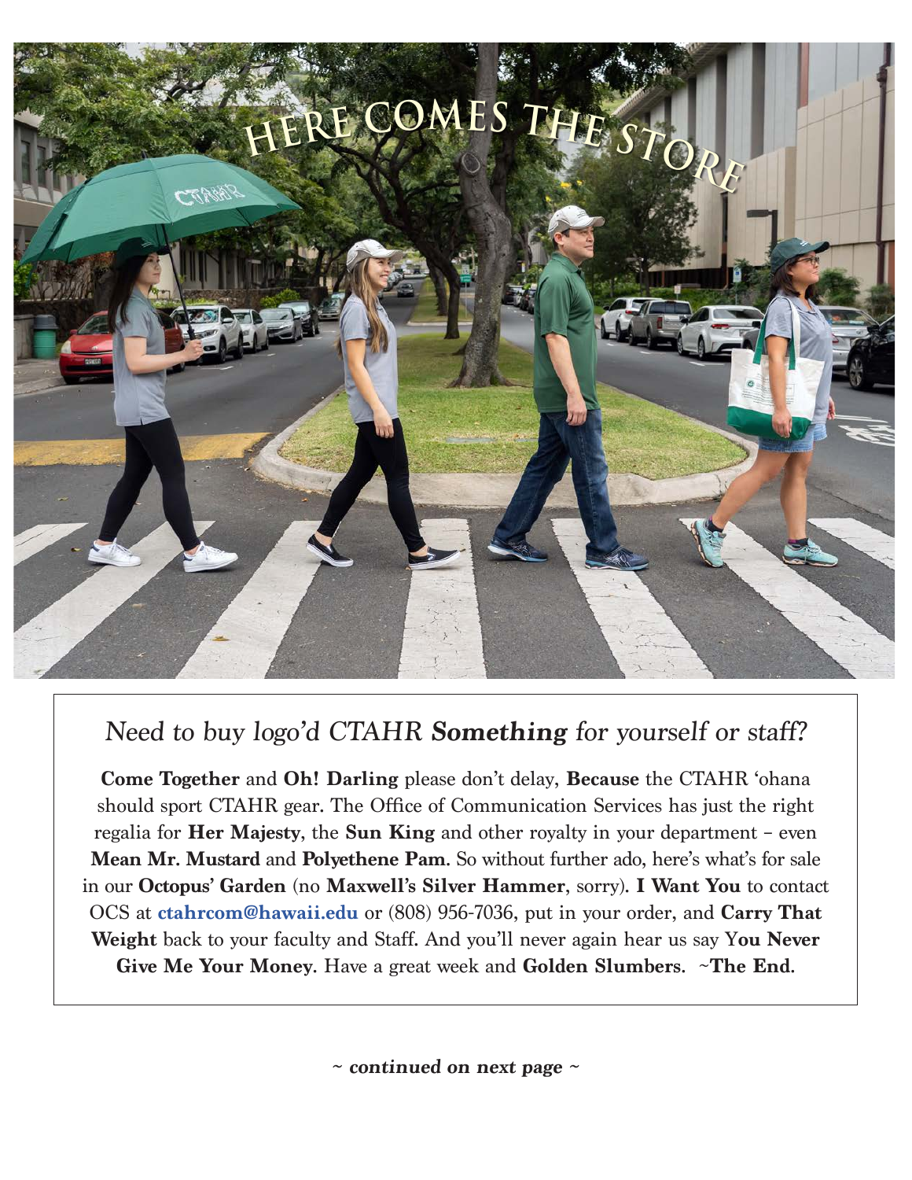# HERE COMES THE STORE

*Need to buy logo'd CTAHR **Something** for yourself or staff?*

**Come Together** and **Oh! Darling** please don't delay, **Because** the CTAHR 'ohana should sport CTAHR gear. The Office of Communication Services has just the right regalia for **Her Majesty**, the **Sun King** and other royalty in your department – even **Mean Mr. Mustard** and **Polyethene Pam**. So without further ado, here's what's for sale in our **Octopus' Garden** (no **Maxwell's Silver Hammer**, sorry). **I Want You** to contact OCS at **ctahrcom@hawaii.edu** or (808) 956-7036, put in your order, and **Carry That Weight** back to your faculty and Staff. And you'll never again hear us say Y**ou Never Give Me Your Money**. Have a great week and **Golden Slumbers**. ~**The End**.

*~ **continued on next page** ~*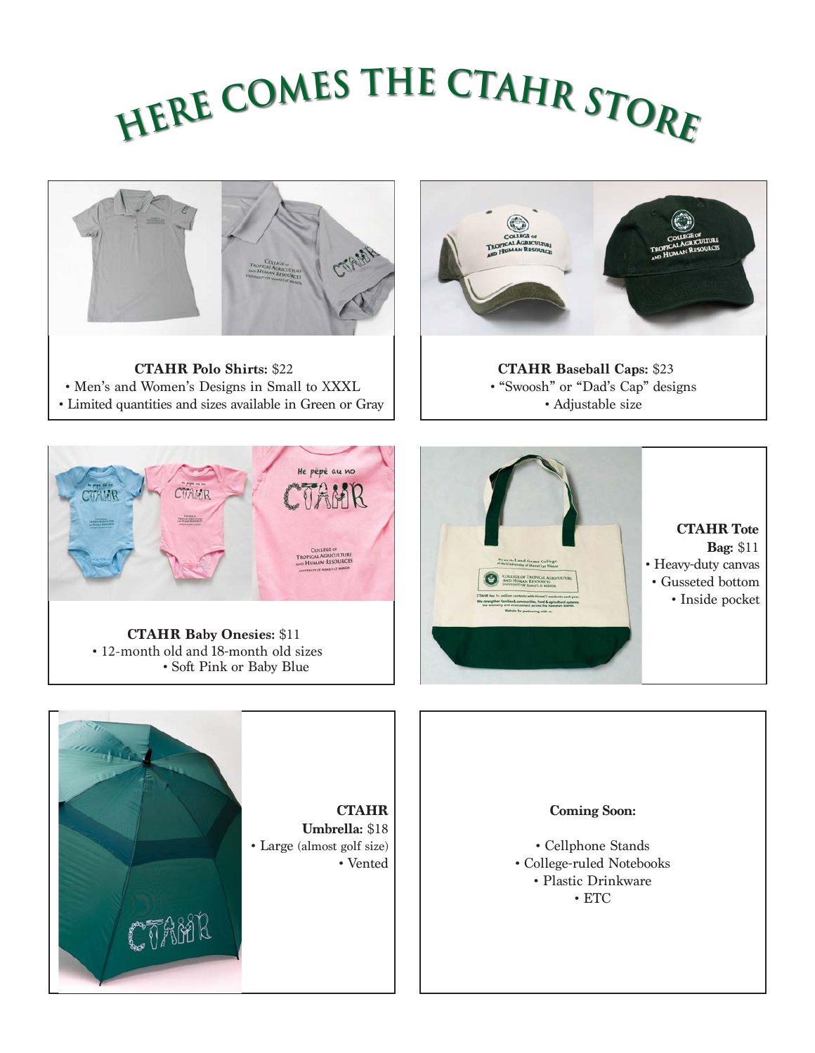# HERE COMES THE CTAHR STORE

**CTAHR Polo Shirts:** $22
- Men's and Women's Designs in Small to XXXL
- Limited quantities and sizes available in Green or Gray

**CTAHR Baseball Caps:** $23
- "Swoosh" or "Dad's Cap" designs
- Adjustable size

**CTAHR Baby Onesies:** $11
- 12-month old and 18-month old sizes
- Soft Pink or Baby Blue

**CTAHR Tote Bag:** $11
- Heavy-duty canvas
- Gusseted bottom
- Inside pocket

**CTAHR Umbrella:** $18
- Large (almost golf size)
- Vented

**Coming Soon:**

- Cellphone Stands
- College-ruled Notebooks
- Plastic Drinkware
- ETC